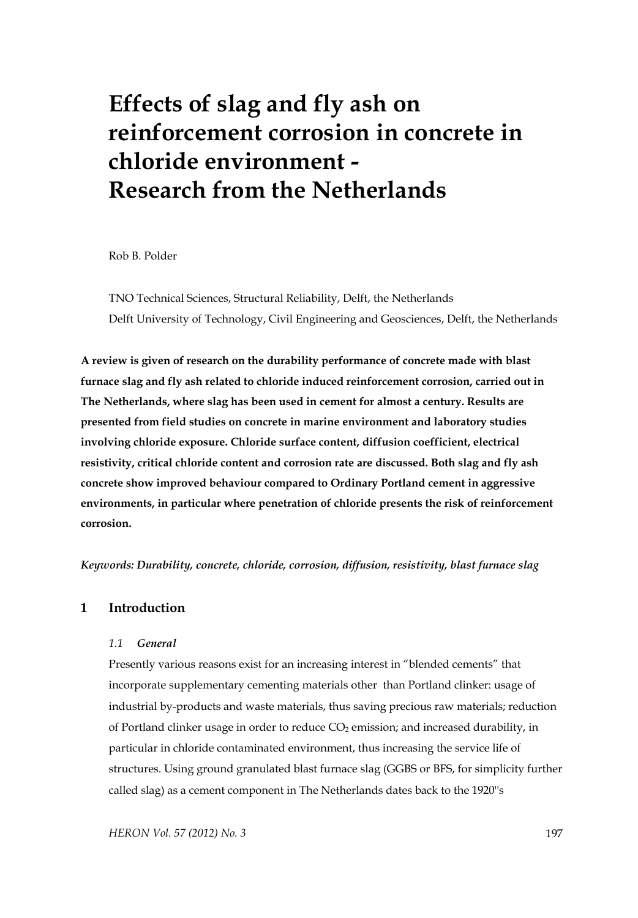# Effects of slag and fly ash on reinforcement corrosion in concrete in chloride environment - Research from the Netherlands

Rob B. Polder

TNO Technical Sciences, Structural Reliability, Delft, the Netherlands
Delft University of Technology, Civil Engineering and Geosciences, Delft, the Netherlands

**A review is given of research on the durability performance of concrete made with blast furnace slag and fly ash related to chloride induced reinforcement corrosion, carried out in The Netherlands, where slag has been used in cement for almost a century. Results are presented from field studies on concrete in marine environment and laboratory studies involving chloride exposure. Chloride surface content, diffusion coefficient, electrical resistivity, critical chloride content and corrosion rate are discussed. Both slag and fly ash concrete show improved behaviour compared to Ordinary Portland cement in aggressive environments, in particular where penetration of chloride presents the risk of reinforcement corrosion.**

***Keywords: Durability, concrete, chloride, corrosion, diffusion, resistivity, blast furnace slag***

## 1 Introduction

### *1.1 General*

Presently various reasons exist for an increasing interest in "blended cements" that incorporate supplementary cementing materials other than Portland clinker: usage of industrial by-products and waste materials, thus saving precious raw materials; reduction of Portland clinker usage in order to reduce $CO_2$ emission; and increased durability, in particular in chloride contaminated environment, thus increasing the service life of structures. Using ground granulated blast furnace slag (GGBS or BFS, for simplicity further called slag) as a cement component in The Netherlands dates back to the 1920"s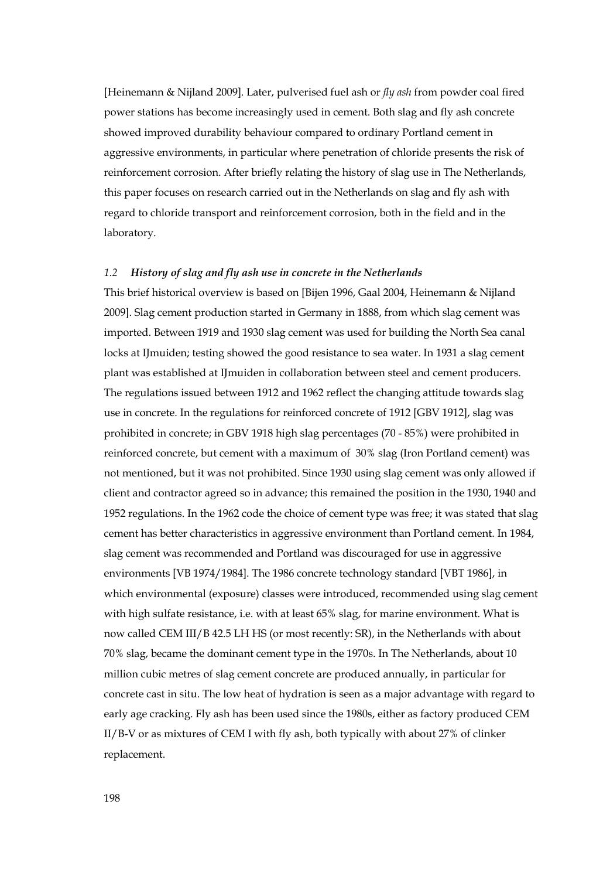[Heinemann & Nijland 2009]. Later, pulverised fuel ash or *fly ash* from powder coal fired power stations has become increasingly used in cement. Both slag and fly ash concrete showed improved durability behaviour compared to ordinary Portland cement in aggressive environments, in particular where penetration of chloride presents the risk of reinforcement corrosion. After briefly relating the history of slag use in The Netherlands, this paper focuses on research carried out in the Netherlands on slag and fly ash with regard to chloride transport and reinforcement corrosion, both in the field and in the laboratory.

### *1.2 History of slag and fly ash use in concrete in the Netherlands*

This brief historical overview is based on [Bijen 1996, Gaal 2004, Heinemann & Nijland 2009]. Slag cement production started in Germany in 1888, from which slag cement was imported. Between 1919 and 1930 slag cement was used for building the North Sea canal locks at IJmuiden; testing showed the good resistance to sea water. In 1931 a slag cement plant was established at IJmuiden in collaboration between steel and cement producers. The regulations issued between 1912 and 1962 reflect the changing attitude towards slag use in concrete. In the regulations for reinforced concrete of 1912 [GBV 1912], slag was prohibited in concrete; in GBV 1918 high slag percentages (70 - 85%) were prohibited in reinforced concrete, but cement with a maximum of 30% slag (Iron Portland cement) was not mentioned, but it was not prohibited. Since 1930 using slag cement was only allowed if client and contractor agreed so in advance; this remained the position in the 1930, 1940 and 1952 regulations. In the 1962 code the choice of cement type was free; it was stated that slag cement has better characteristics in aggressive environment than Portland cement. In 1984, slag cement was recommended and Portland was discouraged for use in aggressive environments [VB 1974/1984]. The 1986 concrete technology standard [VBT 1986], in which environmental (exposure) classes were introduced, recommended using slag cement with high sulfate resistance, i.e. with at least 65% slag, for marine environment. What is now called CEM III/B 42.5 LH HS (or most recently: SR), in the Netherlands with about 70% slag, became the dominant cement type in the 1970s. In The Netherlands, about 10 million cubic metres of slag cement concrete are produced annually, in particular for concrete cast in situ. The low heat of hydration is seen as a major advantage with regard to early age cracking. Fly ash has been used since the 1980s, either as factory produced CEM II/B-V or as mixtures of CEM I with fly ash, both typically with about 27% of clinker replacement.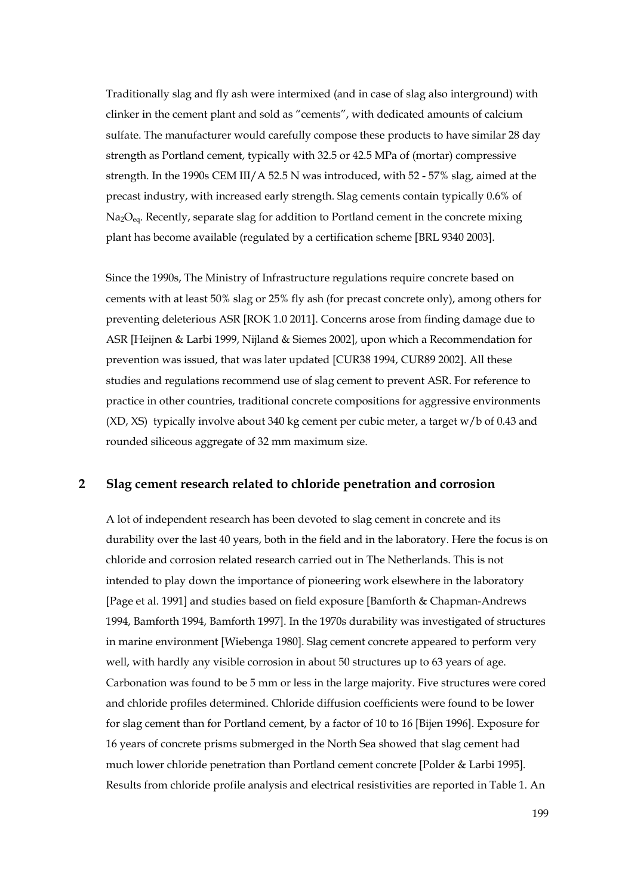Traditionally slag and fly ash were intermixed (and in case of slag also interground) with clinker in the cement plant and sold as "cements", with dedicated amounts of calcium sulfate. The manufacturer would carefully compose these products to have similar 28 day strength as Portland cement, typically with 32.5 or 42.5 MPa of (mortar) compressive strength. In the 1990s CEM III/A 52.5 N was introduced, with 52 - 57% slag, aimed at the precast industry, with increased early strength. Slag cements contain typically 0.6% of $Na_2O_{eq}$. Recently, separate slag for addition to Portland cement in the concrete mixing plant has become available (regulated by a certification scheme [BRL 9340 2003].

Since the 1990s, The Ministry of Infrastructure regulations require concrete based on cements with at least 50% slag or 25% fly ash (for precast concrete only), among others for preventing deleterious ASR [ROK 1.0 2011]. Concerns arose from finding damage due to ASR [Heijnen & Larbi 1999, Nijland & Siemes 2002], upon which a Recommendation for prevention was issued, that was later updated [CUR38 1994, CUR89 2002]. All these studies and regulations recommend use of slag cement to prevent ASR. For reference to practice in other countries, traditional concrete compositions for aggressive environments (XD, XS) typically involve about 340 kg cement per cubic meter, a target w/b of 0.43 and rounded siliceous aggregate of 32 mm maximum size.

## 2 Slag cement research related to chloride penetration and corrosion

A lot of independent research has been devoted to slag cement in concrete and its durability over the last 40 years, both in the field and in the laboratory. Here the focus is on chloride and corrosion related research carried out in The Netherlands. This is not intended to play down the importance of pioneering work elsewhere in the laboratory [Page et al. 1991] and studies based on field exposure [Bamforth & Chapman-Andrews 1994, Bamforth 1994, Bamforth 1997]. In the 1970s durability was investigated of structures in marine environment [Wiebenga 1980]. Slag cement concrete appeared to perform very well, with hardly any visible corrosion in about 50 structures up to 63 years of age. Carbonation was found to be 5 mm or less in the large majority. Five structures were cored and chloride profiles determined. Chloride diffusion coefficients were found to be lower for slag cement than for Portland cement, by a factor of 10 to 16 [Bijen 1996]. Exposure for 16 years of concrete prisms submerged in the North Sea showed that slag cement had much lower chloride penetration than Portland cement concrete [Polder & Larbi 1995]. Results from chloride profile analysis and electrical resistivities are reported in Table 1. An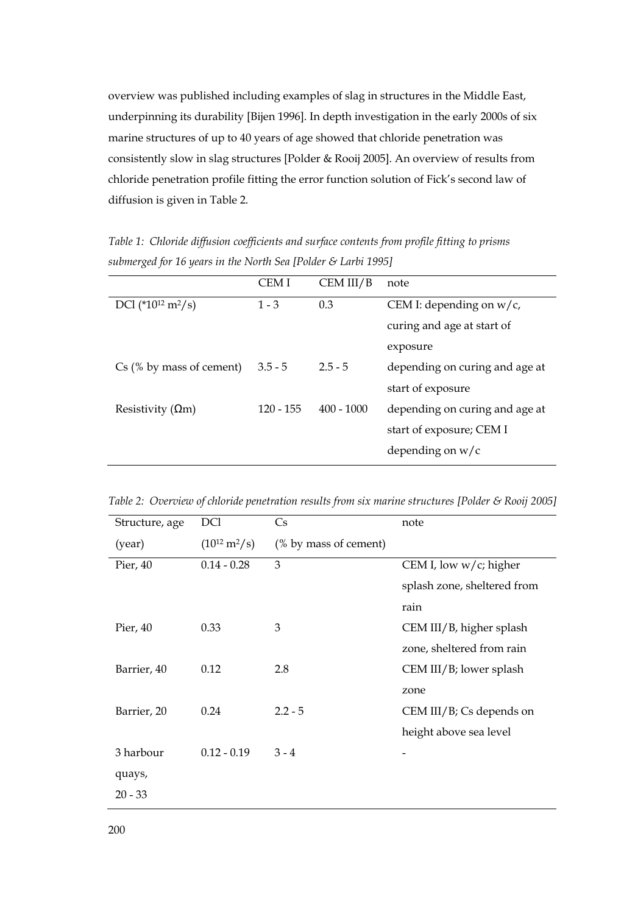overview was published including examples of slag in structures in the Middle East, underpinning its durability [Bijen 1996]. In depth investigation in the early 2000s of six marine structures of up to 40 years of age showed that chloride penetration was consistently slow in slag structures [Polder & Rooij 2005]. An overview of results from chloride penetration profile fitting the error function solution of Fick's second law of diffusion is given in Table 2.

*Table 1: Chloride diffusion coefficients and surface contents from profile fitting to prisms submerged for 16 years in the North Sea [Polder & Larbi 1995]*

| | CEM I | CEM III/B | note |
|---|---|---|---|
| DCl (*$10^{12}$ $m^2/s$) | 1 - 3 | 0.3 | CEM I: depending on w/c, curing and age at start of exposure |
| Cs (% by mass of cement) | 3.5 - 5 | 2.5 - 5 | depending on curing and age at start of exposure |
| Resistivity (Ωm) | 120 - 155 | 400 - 1000 | depending on curing and age at start of exposure; CEM I depending on w/c |

*Table 2: Overview of chloride penetration results from six marine structures [Polder & Rooij 2005]*

| Structure, age (year) | DCl ($10^{12}$ $m^2/s$) | Cs (% by mass of cement) | note |
|---|---|---|---|
| Pier, 40 | 0.14 - 0.28 | 3 | CEM I, low w/c; higher splash zone, sheltered from rain |
| Pier, 40 | 0.33 | 3 | CEM III/B, higher splash zone, sheltered from rain |
| Barrier, 40 | 0.12 | 2.8 | CEM III/B; lower splash zone |
| Barrier, 20 | 0.24 | 2.2 - 5 | CEM III/B; Cs depends on height above sea level |
| 3 harbour quays, 20 - 33 | 0.12 - 0.19 | 3 - 4 | - |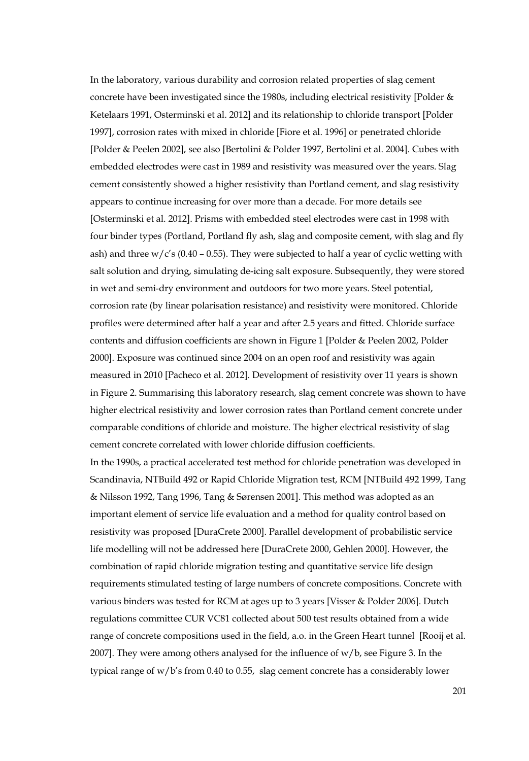In the laboratory, various durability and corrosion related properties of slag cement concrete have been investigated since the 1980s, including electrical resistivity [Polder & Ketelaars 1991, Osterminski et al. 2012] and its relationship to chloride transport [Polder 1997], corrosion rates with mixed in chloride [Fiore et al. 1996] or penetrated chloride [Polder & Peelen 2002], see also [Bertolini & Polder 1997, Bertolini et al. 2004]. Cubes with embedded electrodes were cast in 1989 and resistivity was measured over the years. Slag cement consistently showed a higher resistivity than Portland cement, and slag resistivity appears to continue increasing for over more than a decade. For more details see [Osterminski et al. 2012]. Prisms with embedded steel electrodes were cast in 1998 with four binder types (Portland, Portland fly ash, slag and composite cement, with slag and fly ash) and three w/c's (0.40 – 0.55). They were subjected to half a year of cyclic wetting with salt solution and drying, simulating de-icing salt exposure. Subsequently, they were stored in wet and semi-dry environment and outdoors for two more years. Steel potential, corrosion rate (by linear polarisation resistance) and resistivity were monitored. Chloride profiles were determined after half a year and after 2.5 years and fitted. Chloride surface contents and diffusion coefficients are shown in Figure 1 [Polder & Peelen 2002, Polder 2000]. Exposure was continued since 2004 on an open roof and resistivity was again measured in 2010 [Pacheco et al. 2012]. Development of resistivity over 11 years is shown in Figure 2. Summarising this laboratory research, slag cement concrete was shown to have higher electrical resistivity and lower corrosion rates than Portland cement concrete under comparable conditions of chloride and moisture. The higher electrical resistivity of slag cement concrete correlated with lower chloride diffusion coefficients.

In the 1990s, a practical accelerated test method for chloride penetration was developed in Scandinavia, NTBuild 492 or Rapid Chloride Migration test, RCM [NTBuild 492 1999, Tang & Nilsson 1992, Tang 1996, Tang & Sørensen 2001]. This method was adopted as an important element of service life evaluation and a method for quality control based on resistivity was proposed [DuraCrete 2000]. Parallel development of probabilistic service life modelling will not be addressed here [DuraCrete 2000, Gehlen 2000]. However, the combination of rapid chloride migration testing and quantitative service life design requirements stimulated testing of large numbers of concrete compositions. Concrete with various binders was tested for RCM at ages up to 3 years [Visser & Polder 2006]. Dutch regulations committee CUR VC81 collected about 500 test results obtained from a wide range of concrete compositions used in the field, a.o. in the Green Heart tunnel [Rooij et al. 2007]. They were among others analysed for the influence of w/b, see Figure 3. In the typical range of w/b's from 0.40 to 0.55, slag cement concrete has a considerably lower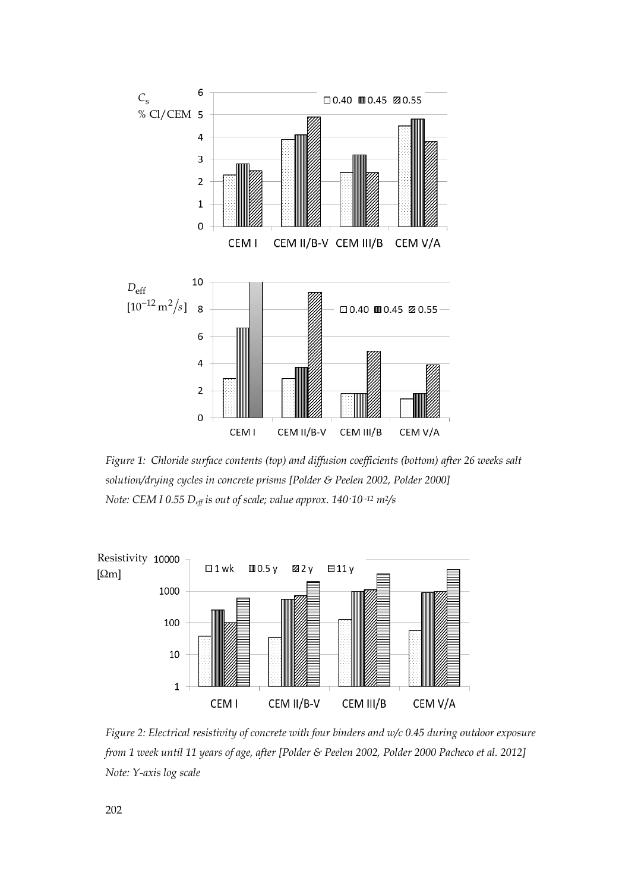*Figure 1: Chloride surface contents (top) and diffusion coefficients (bottom) after 26 weeks salt solution/drying cycles in concrete prisms [Polder & Peelen 2002, Polder 2000]*
*Note: CEM I 0.55 $D_{eff}$ is out of scale; value approx. $140 \cdot 10^{-12}$ m²/s*

*Figure 2: Electrical resistivity of concrete with four binders and w/c 0.45 during outdoor exposure from 1 week until 11 years of age, after [Polder & Peelen 2002, Polder 2000 Pacheco et al. 2012]*
*Note: Y-axis log scale*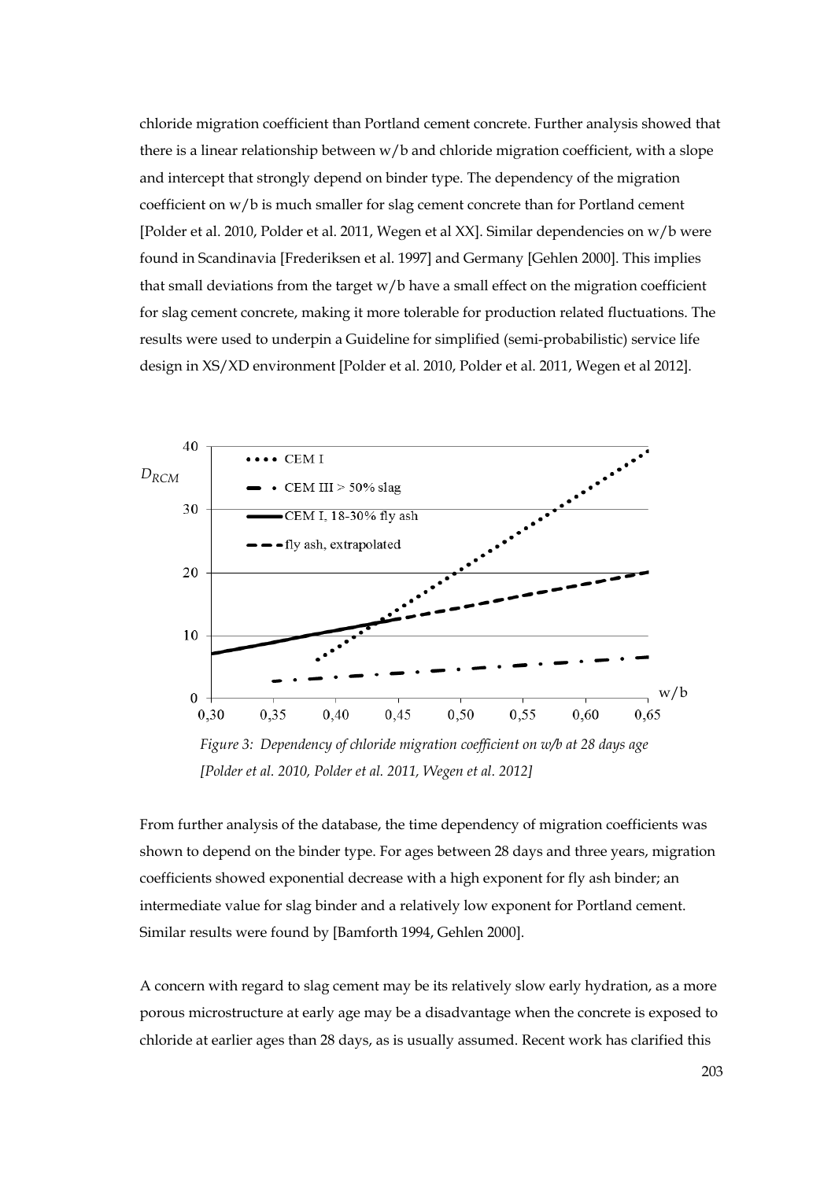chloride migration coefficient than Portland cement concrete. Further analysis showed that there is a linear relationship between w/b and chloride migration coefficient, with a slope and intercept that strongly depend on binder type. The dependency of the migration coefficient on w/b is much smaller for slag cement concrete than for Portland cement [Polder et al. 2010, Polder et al. 2011, Wegen et al XX]. Similar dependencies on w/b were found in Scandinavia [Frederiksen et al. 1997] and Germany [Gehlen 2000]. This implies that small deviations from the target w/b have a small effect on the migration coefficient for slag cement concrete, making it more tolerable for production related fluctuations. The results were used to underpin a Guideline for simplified (semi-probabilistic) service life design in XS/XD environment [Polder et al. 2010, Polder et al. 2011, Wegen et al 2012].

*Figure 3: Dependency of chloride migration coefficient on w/b at 28 days age [Polder et al. 2010, Polder et al. 2011, Wegen et al. 2012]*

From further analysis of the database, the time dependency of migration coefficients was shown to depend on the binder type. For ages between 28 days and three years, migration coefficients showed exponential decrease with a high exponent for fly ash binder; an intermediate value for slag binder and a relatively low exponent for Portland cement. Similar results were found by [Bamforth 1994, Gehlen 2000].

A concern with regard to slag cement may be its relatively slow early hydration, as a more porous microstructure at early age may be a disadvantage when the concrete is exposed to chloride at earlier ages than 28 days, as is usually assumed. Recent work has clarified this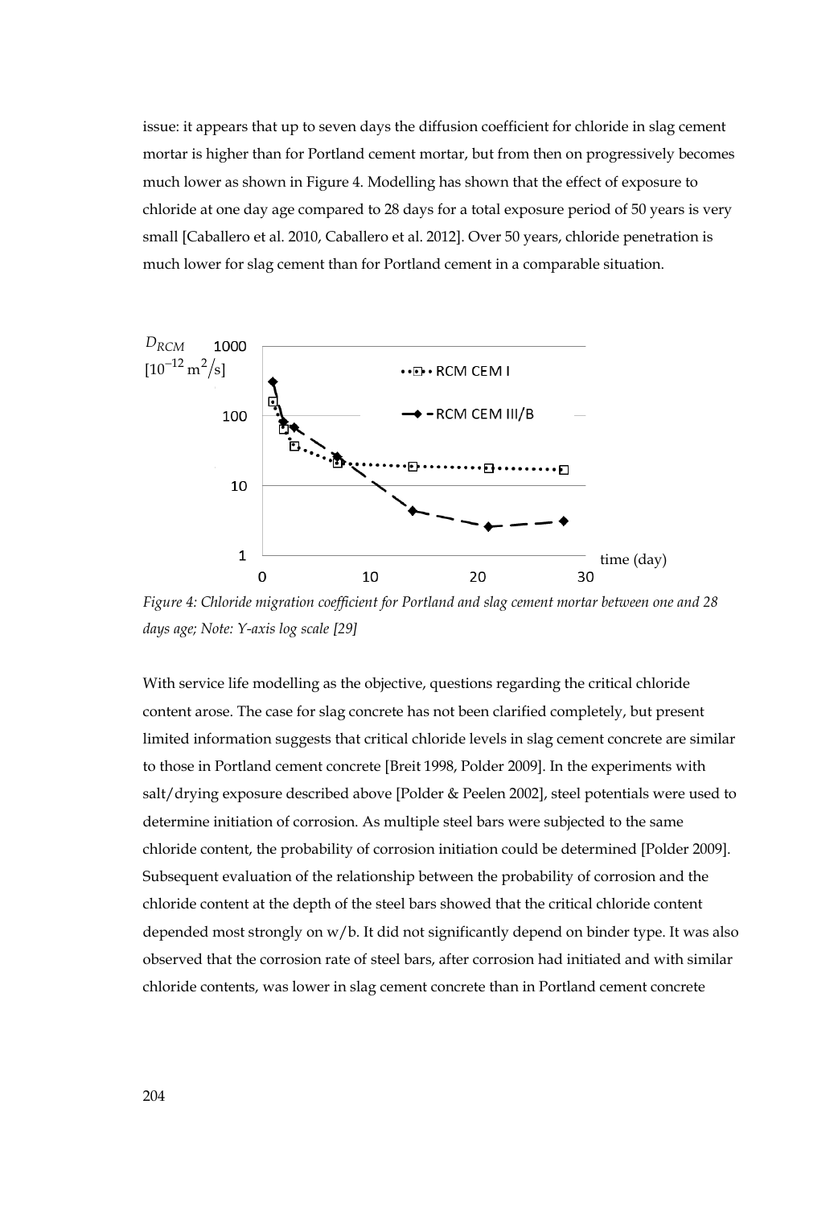issue: it appears that up to seven days the diffusion coefficient for chloride in slag cement mortar is higher than for Portland cement mortar, but from then on progressively becomes much lower as shown in Figure 4. Modelling has shown that the effect of exposure to chloride at one day age compared to 28 days for a total exposure period of 50 years is very small [Caballero et al. 2010, Caballero et al. 2012]. Over 50 years, chloride penetration is much lower for slag cement than for Portland cement in a comparable situation.

*Figure 4: Chloride migration coefficient for Portland and slag cement mortar between one and 28 days age; Note: Y-axis log scale [29]*

With service life modelling as the objective, questions regarding the critical chloride content arose. The case for slag concrete has not been clarified completely, but present limited information suggests that critical chloride levels in slag cement concrete are similar to those in Portland cement concrete [Breit 1998, Polder 2009]. In the experiments with salt/drying exposure described above [Polder & Peelen 2002], steel potentials were used to determine initiation of corrosion. As multiple steel bars were subjected to the same chloride content, the probability of corrosion initiation could be determined [Polder 2009]. Subsequent evaluation of the relationship between the probability of corrosion and the chloride content at the depth of the steel bars showed that the critical chloride content depended most strongly on w/b. It did not significantly depend on binder type. It was also observed that the corrosion rate of steel bars, after corrosion had initiated and with similar chloride contents, was lower in slag cement concrete than in Portland cement concrete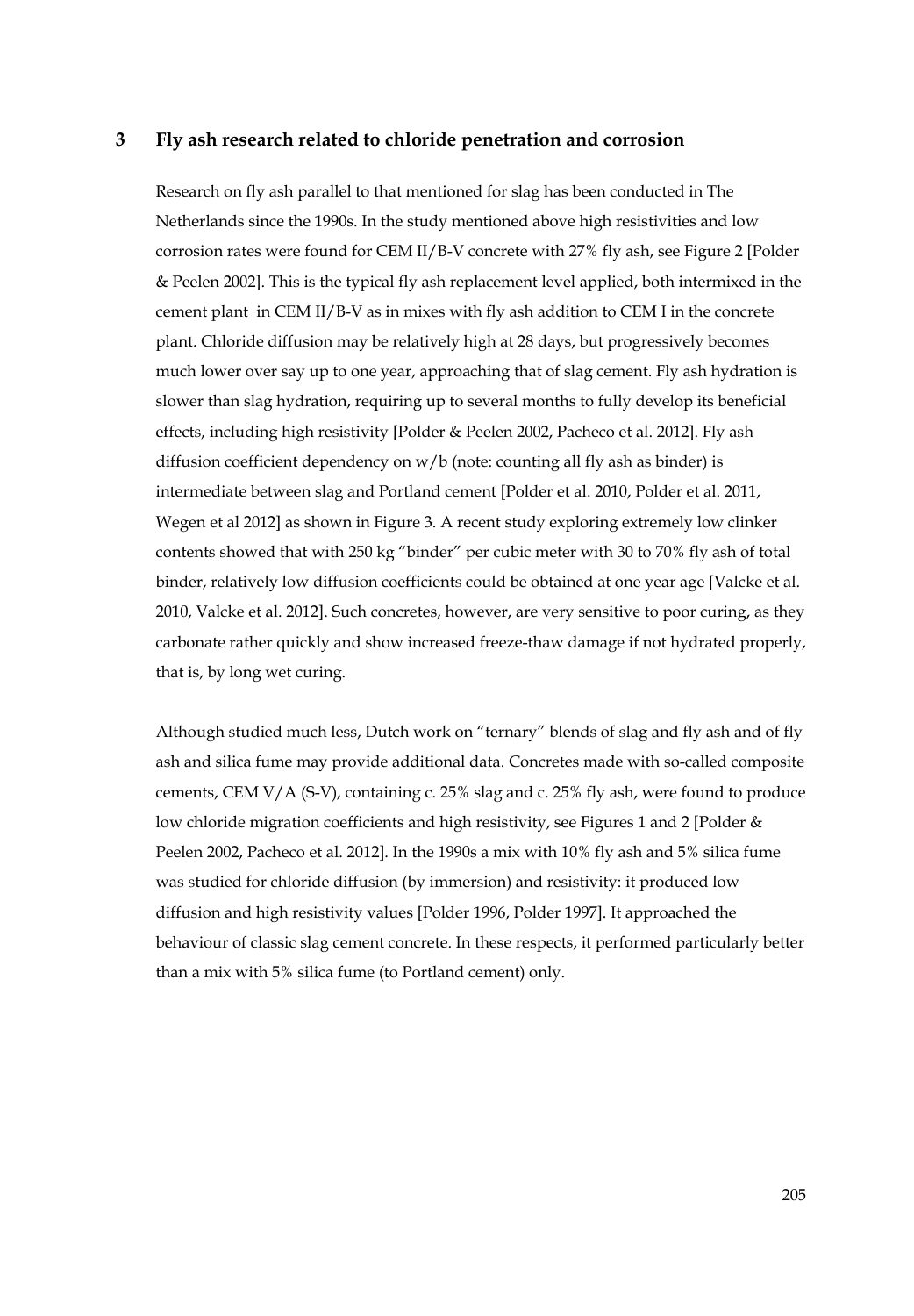## 3 Fly ash research related to chloride penetration and corrosion

Research on fly ash parallel to that mentioned for slag has been conducted in The Netherlands since the 1990s. In the study mentioned above high resistivities and low corrosion rates were found for CEM II/B-V concrete with 27% fly ash, see Figure 2 [Polder & Peelen 2002]. This is the typical fly ash replacement level applied, both intermixed in the cement plant in CEM II/B-V as in mixes with fly ash addition to CEM I in the concrete plant. Chloride diffusion may be relatively high at 28 days, but progressively becomes much lower over say up to one year, approaching that of slag cement. Fly ash hydration is slower than slag hydration, requiring up to several months to fully develop its beneficial effects, including high resistivity [Polder & Peelen 2002, Pacheco et al. 2012]. Fly ash diffusion coefficient dependency on w/b (note: counting all fly ash as binder) is intermediate between slag and Portland cement [Polder et al. 2010, Polder et al. 2011, Wegen et al 2012] as shown in Figure 3. A recent study exploring extremely low clinker contents showed that with 250 kg "binder" per cubic meter with 30 to 70% fly ash of total binder, relatively low diffusion coefficients could be obtained at one year age [Valcke et al. 2010, Valcke et al. 2012]. Such concretes, however, are very sensitive to poor curing, as they carbonate rather quickly and show increased freeze-thaw damage if not hydrated properly, that is, by long wet curing.

Although studied much less, Dutch work on "ternary" blends of slag and fly ash and of fly ash and silica fume may provide additional data. Concretes made with so-called composite cements, CEM V/A (S-V), containing c. 25% slag and c. 25% fly ash, were found to produce low chloride migration coefficients and high resistivity, see Figures 1 and 2 [Polder & Peelen 2002, Pacheco et al. 2012]. In the 1990s a mix with 10% fly ash and 5% silica fume was studied for chloride diffusion (by immersion) and resistivity: it produced low diffusion and high resistivity values [Polder 1996, Polder 1997]. It approached the behaviour of classic slag cement concrete. In these respects, it performed particularly better than a mix with 5% silica fume (to Portland cement) only.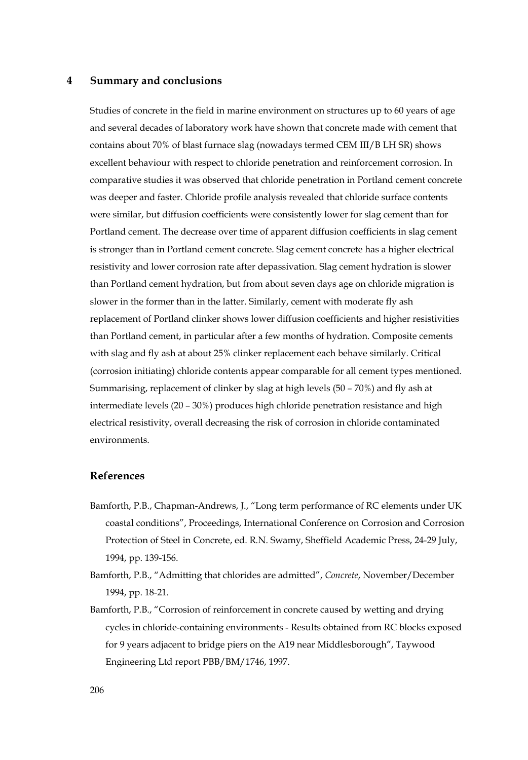## 4 Summary and conclusions

Studies of concrete in the field in marine environment on structures up to 60 years of age and several decades of laboratory work have shown that concrete made with cement that contains about 70% of blast furnace slag (nowadays termed CEM III/B LH SR) shows excellent behaviour with respect to chloride penetration and reinforcement corrosion. In comparative studies it was observed that chloride penetration in Portland cement concrete was deeper and faster. Chloride profile analysis revealed that chloride surface contents were similar, but diffusion coefficients were consistently lower for slag cement than for Portland cement. The decrease over time of apparent diffusion coefficients in slag cement is stronger than in Portland cement concrete. Slag cement concrete has a higher electrical resistivity and lower corrosion rate after depassivation. Slag cement hydration is slower than Portland cement hydration, but from about seven days age on chloride migration is slower in the former than in the latter. Similarly, cement with moderate fly ash replacement of Portland clinker shows lower diffusion coefficients and higher resistivities than Portland cement, in particular after a few months of hydration. Composite cements with slag and fly ash at about 25% clinker replacement each behave similarly. Critical (corrosion initiating) chloride contents appear comparable for all cement types mentioned. Summarising, replacement of clinker by slag at high levels (50 – 70%) and fly ash at intermediate levels (20 – 30%) produces high chloride penetration resistance and high electrical resistivity, overall decreasing the risk of corrosion in chloride contaminated environments.

### References

Bamforth, P.B., Chapman-Andrews, J., "Long term performance of RC elements under UK coastal conditions", Proceedings, International Conference on Corrosion and Corrosion Protection of Steel in Concrete, ed. R.N. Swamy, Sheffield Academic Press, 24-29 July, 1994, pp. 139-156.

Bamforth, P.B., "Admitting that chlorides are admitted", *Concrete*, November/December 1994, pp. 18-21.

Bamforth, P.B., "Corrosion of reinforcement in concrete caused by wetting and drying cycles in chloride-containing environments - Results obtained from RC blocks exposed for 9 years adjacent to bridge piers on the A19 near Middlesborough", Taywood Engineering Ltd report PBB/BM/1746, 1997.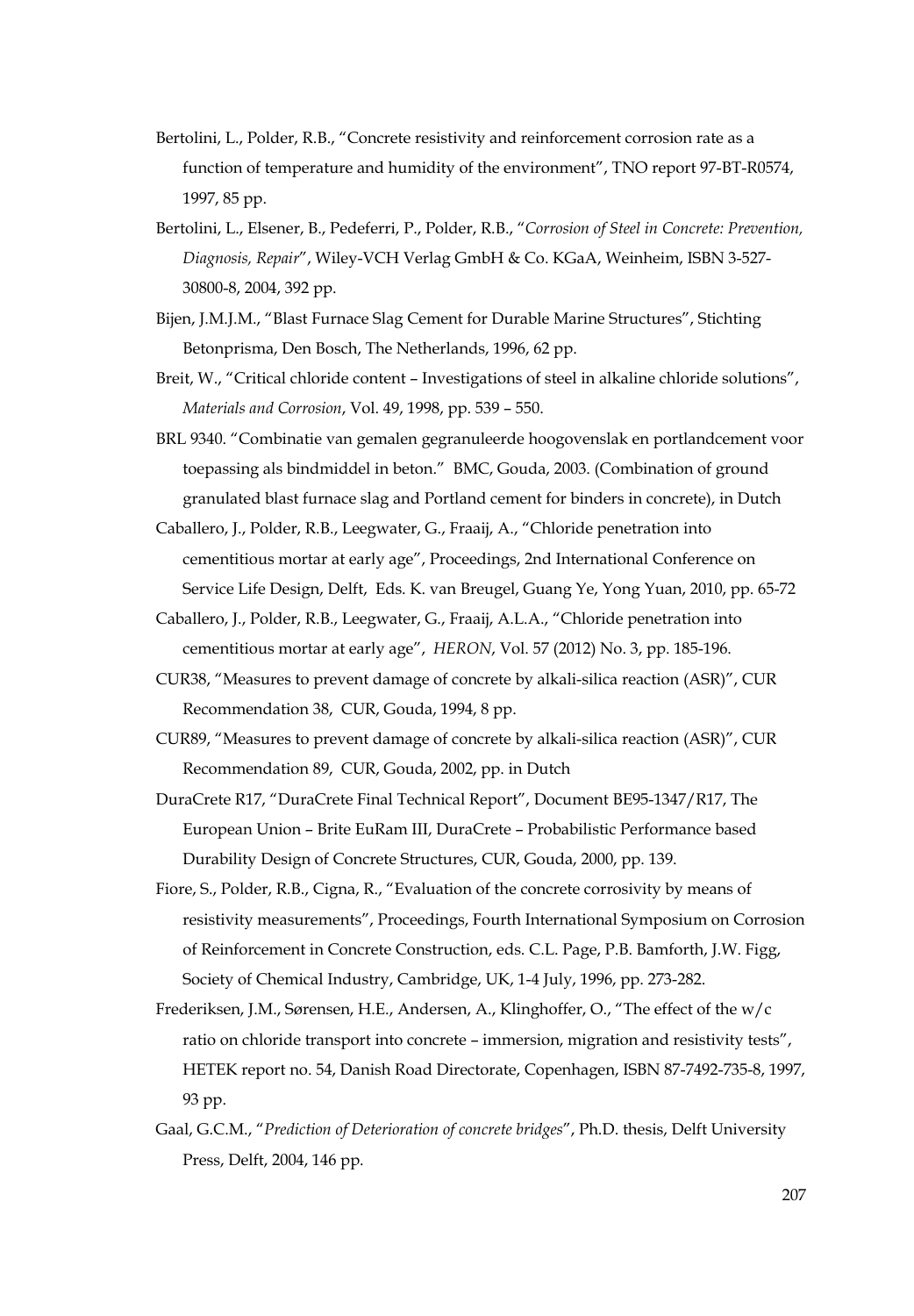Bertolini, L., Polder, R.B., "Concrete resistivity and reinforcement corrosion rate as a function of temperature and humidity of the environment", TNO report 97-BT-R0574, 1997, 85 pp.

Bertolini, L., Elsener, B., Pedeferri, P., Polder, R.B., "*Corrosion of Steel in Concrete: Prevention, Diagnosis, Repair*", Wiley-VCH Verlag GmbH & Co. KGaA, Weinheim, ISBN 3-527-30800-8, 2004, 392 pp.

Bijen, J.M.J.M., "Blast Furnace Slag Cement for Durable Marine Structures", Stichting Betonprisma, Den Bosch, The Netherlands, 1996, 62 pp.

Breit, W., "Critical chloride content – Investigations of steel in alkaline chloride solutions", *Materials and Corrosion*, Vol. 49, 1998, pp. 539 – 550.

BRL 9340. "Combinatie van gemalen gegranuleerde hoogovenslak en portlandcement voor toepassing als bindmiddel in beton." BMC, Gouda, 2003. (Combination of ground granulated blast furnace slag and Portland cement for binders in concrete), in Dutch

Caballero, J., Polder, R.B., Leegwater, G., Fraaij, A., "Chloride penetration into cementitious mortar at early age", Proceedings, 2nd International Conference on Service Life Design, Delft, Eds. K. van Breugel, Guang Ye, Yong Yuan, 2010, pp. 65-72

Caballero, J., Polder, R.B., Leegwater, G., Fraaij, A.L.A., "Chloride penetration into cementitious mortar at early age", *HERON*, Vol. 57 (2012) No. 3, pp. 185-196.

CUR38, "Measures to prevent damage of concrete by alkali-silica reaction (ASR)", CUR Recommendation 38, CUR, Gouda, 1994, 8 pp.

CUR89, "Measures to prevent damage of concrete by alkali-silica reaction (ASR)", CUR Recommendation 89, CUR, Gouda, 2002, pp. in Dutch

DuraCrete R17, "DuraCrete Final Technical Report", Document BE95-1347/R17, The European Union – Brite EuRam III, DuraCrete – Probabilistic Performance based Durability Design of Concrete Structures, CUR, Gouda, 2000, pp. 139.

Fiore, S., Polder, R.B., Cigna, R., "Evaluation of the concrete corrosivity by means of resistivity measurements", Proceedings, Fourth International Symposium on Corrosion of Reinforcement in Concrete Construction, eds. C.L. Page, P.B. Bamforth, J.W. Figg, Society of Chemical Industry, Cambridge, UK, 1-4 July, 1996, pp. 273-282.

Frederiksen, J.M., Sørensen, H.E., Andersen, A., Klinghoffer, O., "The effect of the w/c ratio on chloride transport into concrete – immersion, migration and resistivity tests", HETEK report no. 54, Danish Road Directorate, Copenhagen, ISBN 87-7492-735-8, 1997, 93 pp.

Gaal, G.C.M., "*Prediction of Deterioration of concrete bridges*", Ph.D. thesis, Delft University Press, Delft, 2004, 146 pp.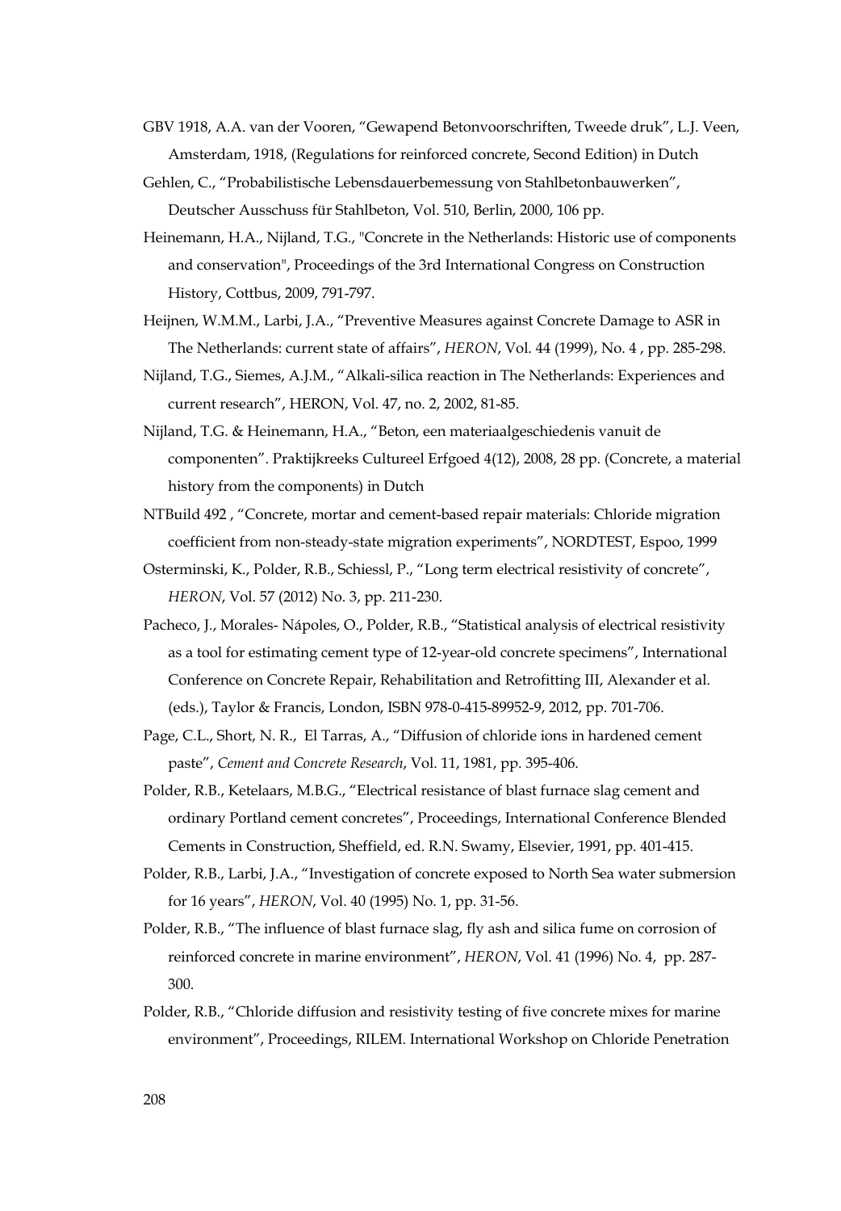GBV 1918, A.A. van der Vooren, "Gewapend Betonvoorschriften, Tweede druk", L.J. Veen, Amsterdam, 1918, (Regulations for reinforced concrete, Second Edition) in Dutch

Gehlen, C., "Probabilistische Lebensdauerbemessung von Stahlbetonbauwerken", Deutscher Ausschuss für Stahlbeton, Vol. 510, Berlin, 2000, 106 pp.

Heinemann, H.A., Nijland, T.G., "Concrete in the Netherlands: Historic use of components and conservation", Proceedings of the 3rd International Congress on Construction History, Cottbus, 2009, 791-797.

Heijnen, W.M.M., Larbi, J.A., "Preventive Measures against Concrete Damage to ASR in The Netherlands: current state of affairs", *HERON*, Vol. 44 (1999), No. 4 , pp. 285-298.

Nijland, T.G., Siemes, A.J.M., "Alkali-silica reaction in The Netherlands: Experiences and current research", HERON, Vol. 47, no. 2, 2002, 81-85.

Nijland, T.G. & Heinemann, H.A., "Beton, een materiaalgeschiedenis vanuit de componenten". Praktijkreeks Cultureel Erfgoed 4(12), 2008, 28 pp. (Concrete, a material history from the components) in Dutch

NTBuild 492 , "Concrete, mortar and cement-based repair materials: Chloride migration coefficient from non-steady-state migration experiments", NORDTEST, Espoo, 1999

Osterminski, K., Polder, R.B., Schiessl, P., "Long term electrical resistivity of concrete", *HERON*, Vol. 57 (2012) No. 3, pp. 211-230.

Pacheco, J., Morales- Nápoles, O., Polder, R.B., "Statistical analysis of electrical resistivity as a tool for estimating cement type of 12-year-old concrete specimens", International Conference on Concrete Repair, Rehabilitation and Retrofitting III, Alexander et al. (eds.), Taylor & Francis, London, ISBN 978-0-415-89952-9, 2012, pp. 701-706.

Page, C.L., Short, N. R., El Tarras, A., "Diffusion of chloride ions in hardened cement paste", *Cement and Concrete Research*, Vol. 11, 1981, pp. 395-406.

Polder, R.B., Ketelaars, M.B.G., "Electrical resistance of blast furnace slag cement and ordinary Portland cement concretes", Proceedings, International Conference Blended Cements in Construction, Sheffield, ed. R.N. Swamy, Elsevier, 1991, pp. 401-415.

Polder, R.B., Larbi, J.A., "Investigation of concrete exposed to North Sea water submersion for 16 years", *HERON*, Vol. 40 (1995) No. 1, pp. 31-56.

Polder, R.B., "The influence of blast furnace slag, fly ash and silica fume on corrosion of reinforced concrete in marine environment", *HERON*, Vol. 41 (1996) No. 4, pp. 287-300.

Polder, R.B., "Chloride diffusion and resistivity testing of five concrete mixes for marine environment", Proceedings, RILEM. International Workshop on Chloride Penetration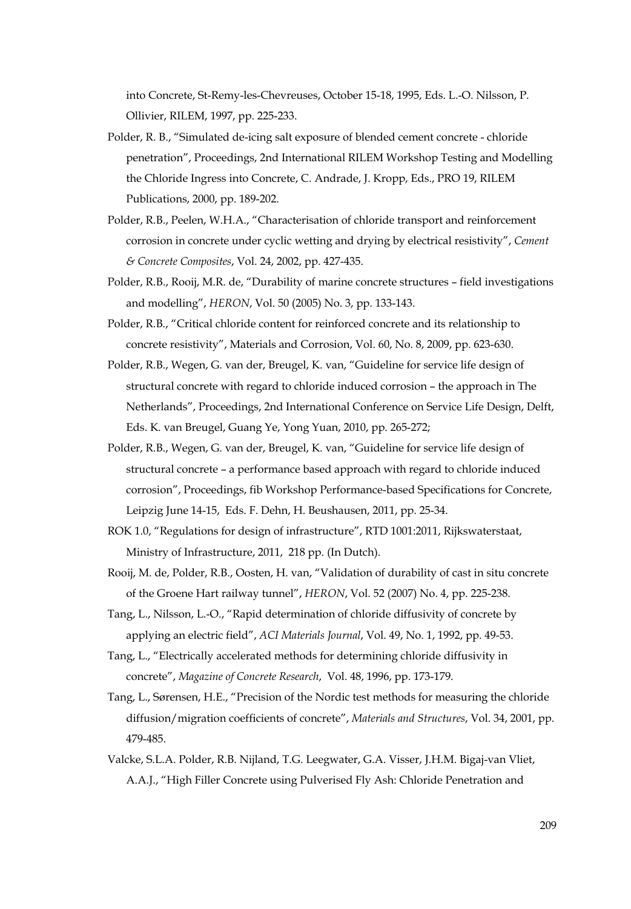into Concrete, St-Remy-les-Chevreuses, October 15-18, 1995, Eds. L.-O. Nilsson, P. Ollivier, RILEM, 1997, pp. 225-233.

Polder, R. B., "Simulated de-icing salt exposure of blended cement concrete - chloride penetration", Proceedings, 2nd International RILEM Workshop Testing and Modelling the Chloride Ingress into Concrete, C. Andrade, J. Kropp, Eds., PRO 19, RILEM Publications, 2000, pp. 189-202.

Polder, R.B., Peelen, W.H.A., "Characterisation of chloride transport and reinforcement corrosion in concrete under cyclic wetting and drying by electrical resistivity", *Cement & Concrete Composites*, Vol. 24, 2002, pp. 427-435.

Polder, R.B., Rooij, M.R. de, "Durability of marine concrete structures – field investigations and modelling", *HERON*, Vol. 50 (2005) No. 3, pp. 133-143.

Polder, R.B., "Critical chloride content for reinforced concrete and its relationship to concrete resistivity", Materials and Corrosion, Vol. 60, No. 8, 2009, pp. 623-630.

Polder, R.B., Wegen, G. van der, Breugel, K. van, "Guideline for service life design of structural concrete with regard to chloride induced corrosion – the approach in The Netherlands", Proceedings, 2nd International Conference on Service Life Design, Delft, Eds. K. van Breugel, Guang Ye, Yong Yuan, 2010, pp. 265-272;

Polder, R.B., Wegen, G. van der, Breugel, K. van, "Guideline for service life design of structural concrete – a performance based approach with regard to chloride induced corrosion", Proceedings, fib Workshop Performance-based Specifications for Concrete, Leipzig June 14-15, Eds. F. Dehn, H. Beushausen, 2011, pp. 25-34.

ROK 1.0, "Regulations for design of infrastructure", RTD 1001:2011, Rijkswaterstaat, Ministry of Infrastructure, 2011, 218 pp. (In Dutch).

Rooij, M. de, Polder, R.B., Oosten, H. van, "Validation of durability of cast in situ concrete of the Groene Hart railway tunnel", *HERON*, Vol. 52 (2007) No. 4, pp. 225-238.

Tang, L., Nilsson, L.-O., "Rapid determination of chloride diffusivity of concrete by applying an electric field", *ACI Materials Journal*, Vol. 49, No. 1, 1992, pp. 49-53.

Tang, L., "Electrically accelerated methods for determining chloride diffusivity in concrete", *Magazine of Concrete Research*, Vol. 48, 1996, pp. 173-179.

Tang, L., Sørensen, H.E., "Precision of the Nordic test methods for measuring the chloride diffusion/migration coefficients of concrete", *Materials and Structures*, Vol. 34, 2001, pp. 479-485.

Valcke, S.L.A. Polder, R.B. Nijland, T.G. Leegwater, G.A. Visser, J.H.M. Bigaj-van Vliet, A.A.J., "High Filler Concrete using Pulverised Fly Ash: Chloride Penetration and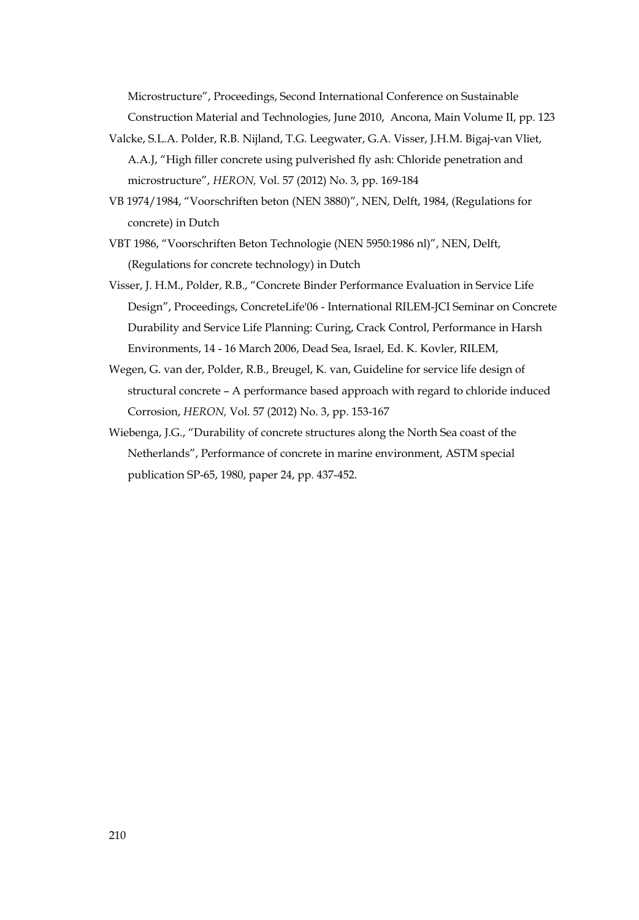Microstructure", Proceedings, Second International Conference on Sustainable Construction Material and Technologies, June 2010, Ancona, Main Volume II, pp. 123

Valcke, S.L.A. Polder, R.B. Nijland, T.G. Leegwater, G.A. Visser, J.H.M. Bigaj-van Vliet, A.A.J, "High filler concrete using pulverished fly ash: Chloride penetration and microstructure", *HERON,* Vol. 57 (2012) No. 3, pp. 169-184

VB 1974/1984, "Voorschriften beton (NEN 3880)", NEN, Delft, 1984, (Regulations for concrete) in Dutch

VBT 1986, "Voorschriften Beton Technologie (NEN 5950:1986 nl)", NEN, Delft, (Regulations for concrete technology) in Dutch

Visser, J. H.M., Polder, R.B., "Concrete Binder Performance Evaluation in Service Life Design", Proceedings, ConcreteLife'06 - International RILEM-JCI Seminar on Concrete Durability and Service Life Planning: Curing, Crack Control, Performance in Harsh Environments, 14 - 16 March 2006, Dead Sea, Israel, Ed. K. Kovler, RILEM,

Wegen, G. van der, Polder, R.B., Breugel, K. van, Guideline for service life design of structural concrete – A performance based approach with regard to chloride induced Corrosion, *HERON,* Vol. 57 (2012) No. 3, pp. 153-167

Wiebenga, J.G., "Durability of concrete structures along the North Sea coast of the Netherlands", Performance of concrete in marine environment, ASTM special publication SP-65, 1980, paper 24, pp. 437-452.